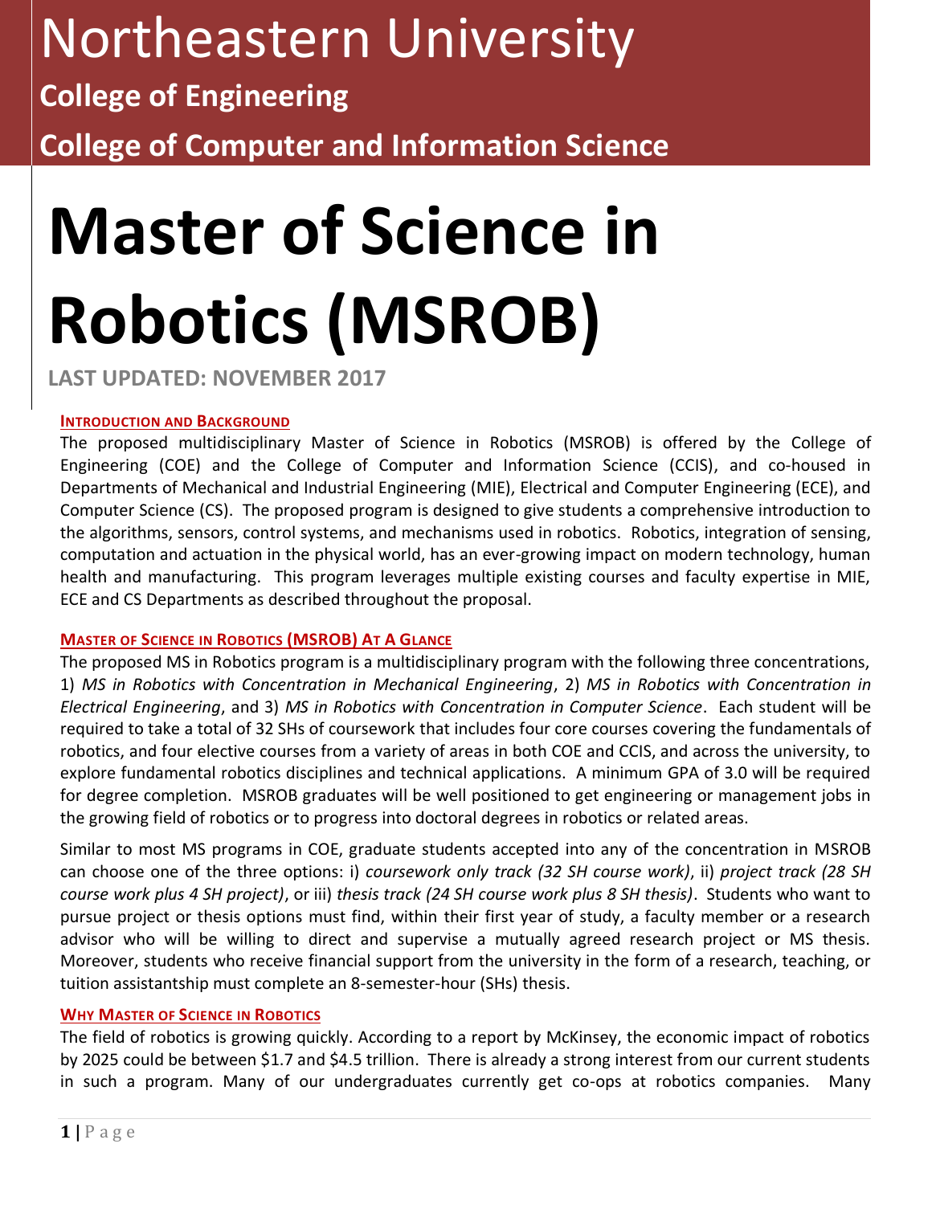# Northeastern University

## College of Engineering

## College of Computer and Information Science

# Master of Science in Robotics (MSROB)

**LAST UPDATED: NOVEMBER 2017**

### INTRODUCTION AND BACKGROUND

The proposed multidisciplinary Master of Science in Robotics (MSROB) is offered by the College of Engineering (COE) and the College of Computer and Information Science (CCIS), and co-housed in Departments of Mechanical and Industrial Engineering (MIE), Electrical and Computer Engineering (ECE), and Computer Science (CS). The proposed program is designed to give students a comprehensive introduction to the algorithms, sensors, control systems, and mechanisms used in robotics. Robotics, integration of sensing, computation and actuation in the physical world, has an ever-growing impact on modern technology, human health and manufacturing. This program leverages multiple existing courses and faculty expertise in MIE, ECE and CS Departments as described throughout the proposal.

### MASTER OF SCIENCE IN ROBOTICS (MSROB) AT A GLANCE

The proposed MS in Robotics program is a multidisciplinary program with the following three concentrations, 1) *MS in Robotics with Concentration in Mechanical Engineering*, 2) *MS in Robotics with Concentration in Electrical Engineering*, and 3) *MS in Robotics with Concentration in Computer Science*. Each student will be required to take a total of 32 SHs of coursework that includes four core courses covering the fundamentals of robotics, and four elective courses from a variety of areas in both COE and CCIS, and across the university, to explore fundamental robotics disciplines and technical applications. A minimum GPA of 3.0 will be required for degree completion. MSROB graduates will be well positioned to get engineering or management jobs in the growing field of robotics or to progress into doctoral degrees in robotics or related areas.

Similar to most MS programs in COE, graduate students accepted into any of the concentration in MSROB can choose one of the three options: i) *coursework only track (32 SH course work)*, ii) *project track (28 SH course work plus 4 SH project)*, or iii) *thesis track (24 SH course work plus 8 SH thesis)*. Students who want to pursue project or thesis options must find, within their first year of study, a faculty member or a research advisor who will be willing to direct and supervise a mutually agreed research project or MS thesis. Moreover, students who receive financial support from the university in the form of a research, teaching, or tuition assistantship must complete an 8-semester-hour (SHs) thesis.

### WHY MASTER OF SCIENCE IN ROBOTICS

The field of robotics is growing quickly. According to a report by McKinsey, the economic impact of robotics by 2025 could be between $1.7 and $4.5 trillion. There is already a strong interest from our current students in such a program. Many of our undergraduates currently get co-ops at robotics companies. Many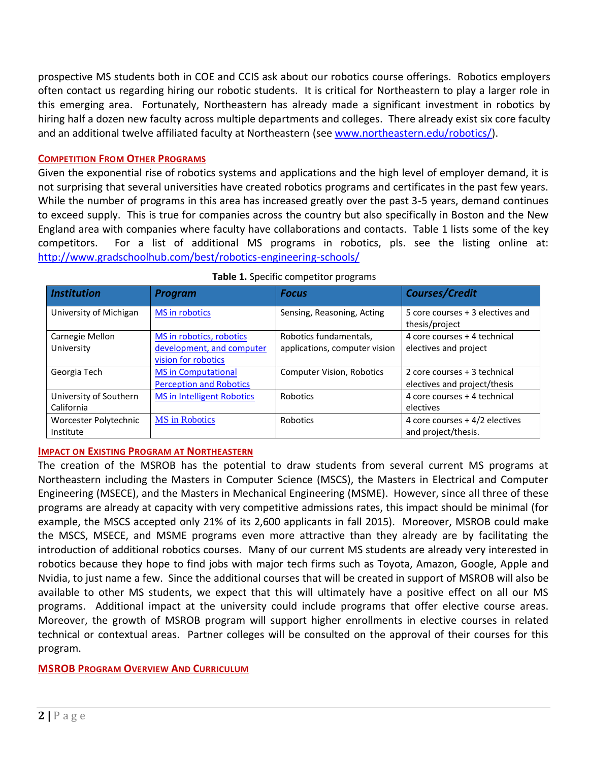prospective MS students both in COE and CCIS ask about our robotics course offerings. Robotics employers often contact us regarding hiring our robotic students. It is critical for Northeastern to play a larger role in this emerging area. Fortunately, Northeastern has already made a significant investment in robotics by hiring half a dozen new faculty across multiple departments and colleges. There already exist six core faculty and an additional twelve affiliated faculty at Northeastern (see [www.northeastern.edu/robotics/](www.northeastern.edu/robotics/)).

## Competition From Other Programs

Given the exponential rise of robotics systems and applications and the high level of employer demand, it is not surprising that several universities have created robotics programs and certificates in the past few years. While the number of programs in this area has increased greatly over the past 3-5 years, demand continues to exceed supply. This is true for companies across the country but also specifically in Boston and the New England area with companies where faculty have collaborations and contacts. Table 1 lists some of the key competitors. For a list of additional MS programs in robotics, pls. see the listing online at: [http://www.gradschoolhub.com/best/robotics-engineering-schools/](http://www.gradschoolhub.com/best/robotics-engineering-schools/)

**Table 1.** Specific competitor programs

| *Institution* | *Program* | *Focus* | *Courses/Credit* |
|---|---|---|---|
| University of Michigan | MS in robotics | Sensing, Reasoning, Acting | 5 core courses + 3 electives and thesis/project |
| Carnegie Mellon University | MS in robotics, robotics development, and computer vision for robotics | Robotics fundamentals, applications, computer vision | 4 core courses + 4 technical electives and project |
| Georgia Tech | MS in Computational Perception and Robotics | Computer Vision, Robotics | 2 core courses + 3 technical electives and project/thesis |
| University of Southern California | MS in Intelligent Robotics | Robotics | 4 core courses + 4 technical electives |
| Worcester Polytechnic Institute | MS in Robotics | Robotics | 4 core courses + 4/2 electives and project/thesis. |

## Impact on Existing Program at Northeastern

The creation of the MSROB has the potential to draw students from several current MS programs at Northeastern including the Masters in Computer Science (MSCS), the Masters in Electrical and Computer Engineering (MSECE), and the Masters in Mechanical Engineering (MSME). However, since all three of these programs are already at capacity with very competitive admissions rates, this impact should be minimal (for example, the MSCS accepted only 21% of its 2,600 applicants in fall 2015). Moreover, MSROB could make the MSCS, MSECE, and MSME programs even more attractive than they already are by facilitating the introduction of additional robotics courses. Many of our current MS students are already very interested in robotics because they hope to find jobs with major tech firms such as Toyota, Amazon, Google, Apple and Nvidia, to just name a few. Since the additional courses that will be created in support of MSROB will also be available to other MS students, we expect that this will ultimately have a positive effect on all our MS programs. Additional impact at the university could include programs that offer elective course areas. Moreover, the growth of MSROB program will support higher enrollments in elective courses in related technical or contextual areas. Partner colleges will be consulted on the approval of their courses for this program.

## MSROB Program Overview And Curriculum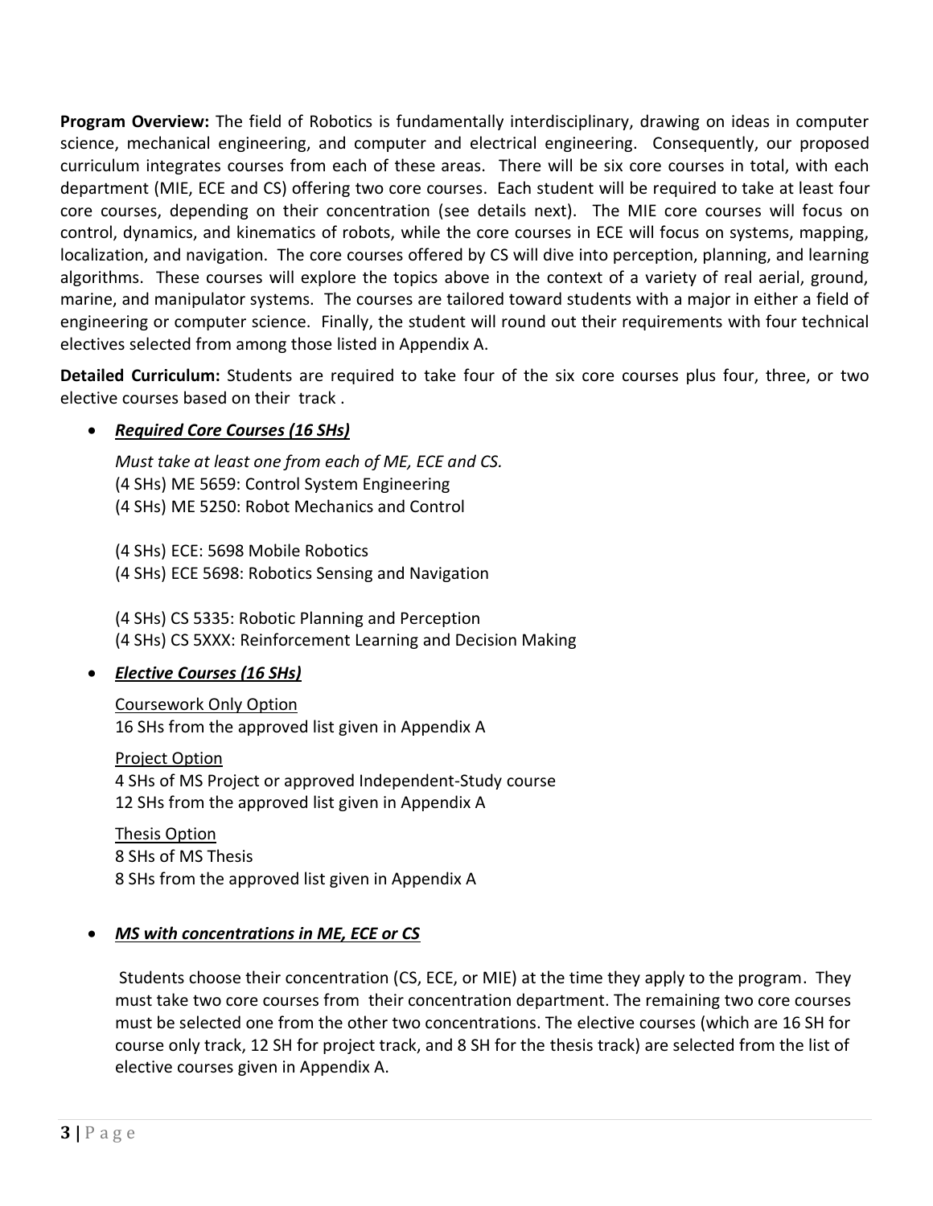**Program Overview:** The field of Robotics is fundamentally interdisciplinary, drawing on ideas in computer science, mechanical engineering, and computer and electrical engineering. Consequently, our proposed curriculum integrates courses from each of these areas. There will be six core courses in total, with each department (MIE, ECE and CS) offering two core courses. Each student will be required to take at least four core courses, depending on their concentration (see details next). The MIE core courses will focus on control, dynamics, and kinematics of robots, while the core courses in ECE will focus on systems, mapping, localization, and navigation. The core courses offered by CS will dive into perception, planning, and learning algorithms. These courses will explore the topics above in the context of a variety of real aerial, ground, marine, and manipulator systems. The courses are tailored toward students with a major in either a field of engineering or computer science. Finally, the student will round out their requirements with four technical electives selected from among those listed in Appendix A.

**Detailed Curriculum:** Students are required to take four of the six core courses plus four, three, or two elective courses based on their track .

- ***Required Core Courses (16 SHs)***

  *Must take at least one from each of ME, ECE and CS.*
  (4 SHs) ME 5659: Control System Engineering
  (4 SHs) ME 5250: Robot Mechanics and Control

  (4 SHs) ECE: 5698 Mobile Robotics
  (4 SHs) ECE 5698: Robotics Sensing and Navigation

  (4 SHs) CS 5335: Robotic Planning and Perception
  (4 SHs) CS 5XXX: Reinforcement Learning and Decision Making

- ***Elective Courses (16 SHs)***

  Coursework Only Option
  16 SHs from the approved list given in Appendix A

  Project Option
  4 SHs of MS Project or approved Independent-Study course
  12 SHs from the approved list given in Appendix A

  Thesis Option
  8 SHs of MS Thesis
  8 SHs from the approved list given in Appendix A

- ***MS with concentrations in ME, ECE or CS***

  Students choose their concentration (CS, ECE, or MIE) at the time they apply to the program. They must take two core courses from their concentration department. The remaining two core courses must be selected one from the other two concentrations. The elective courses (which are 16 SH for course only track, 12 SH for project track, and 8 SH for the thesis track) are selected from the list of elective courses given in Appendix A.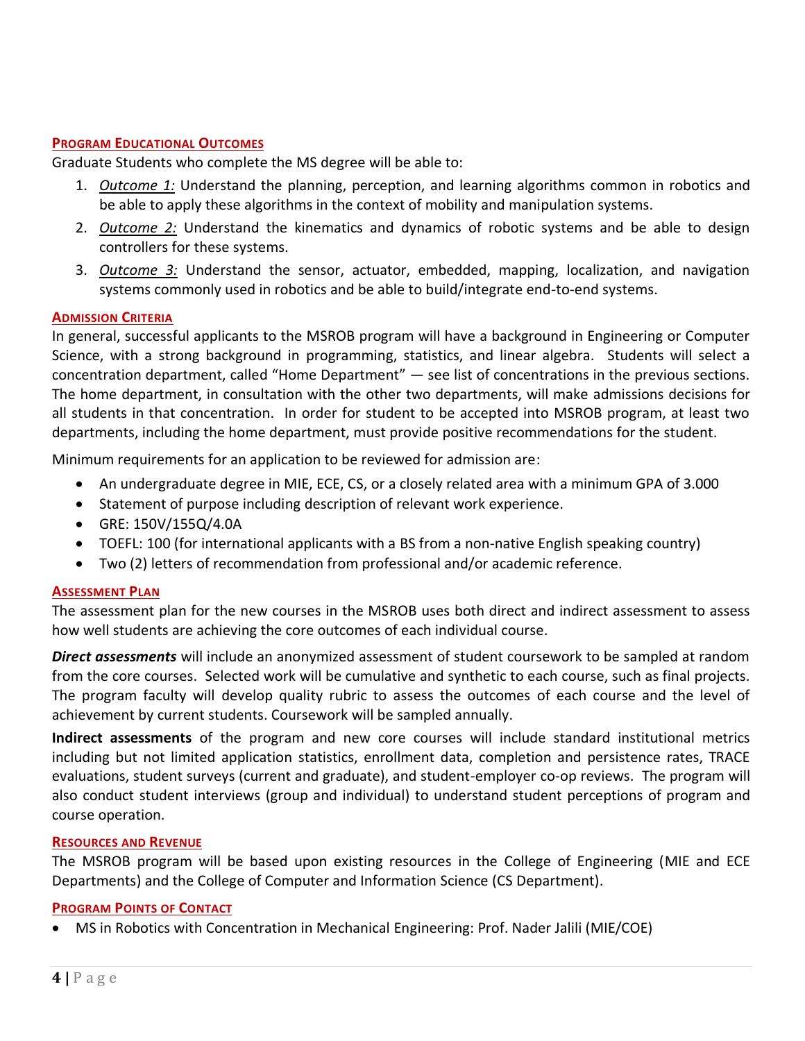## Program Educational Outcomes

Graduate Students who complete the MS degree will be able to:

1. *Outcome 1:* Understand the planning, perception, and learning algorithms common in robotics and be able to apply these algorithms in the context of mobility and manipulation systems.
2. *Outcome 2:* Understand the kinematics and dynamics of robotic systems and be able to design controllers for these systems.
3. *Outcome 3:* Understand the sensor, actuator, embedded, mapping, localization, and navigation systems commonly used in robotics and be able to build/integrate end-to-end systems.

## Admission Criteria

In general, successful applicants to the MSROB program will have a background in Engineering or Computer Science, with a strong background in programming, statistics, and linear algebra. Students will select a concentration department, called "Home Department" — see list of concentrations in the previous sections. The home department, in consultation with the other two departments, will make admissions decisions for all students in that concentration. In order for student to be accepted into MSROB program, at least two departments, including the home department, must provide positive recommendations for the student.

Minimum requirements for an application to be reviewed for admission are:

- An undergraduate degree in MIE, ECE, CS, or a closely related area with a minimum GPA of 3.000
- Statement of purpose including description of relevant work experience.
- GRE: 150V/155Q/4.0A
- TOEFL: 100 (for international applicants with a BS from a non-native English speaking country)
- Two (2) letters of recommendation from professional and/or academic reference.

## Assessment Plan

The assessment plan for the new courses in the MSROB uses both direct and indirect assessment to assess how well students are achieving the core outcomes of each individual course.

***Direct assessments*** will include an anonymized assessment of student coursework to be sampled at random from the core courses. Selected work will be cumulative and synthetic to each course, such as final projects. The program faculty will develop quality rubric to assess the outcomes of each course and the level of achievement by current students. Coursework will be sampled annually.

**Indirect assessments** of the program and new core courses will include standard institutional metrics including but not limited application statistics, enrollment data, completion and persistence rates, TRACE evaluations, student surveys (current and graduate), and student-employer co-op reviews. The program will also conduct student interviews (group and individual) to understand student perceptions of program and course operation.

## Resources and Revenue

The MSROB program will be based upon existing resources in the College of Engineering (MIE and ECE Departments) and the College of Computer and Information Science (CS Department).

## Program Points of Contact

- MS in Robotics with Concentration in Mechanical Engineering: Prof. Nader Jalili (MIE/COE)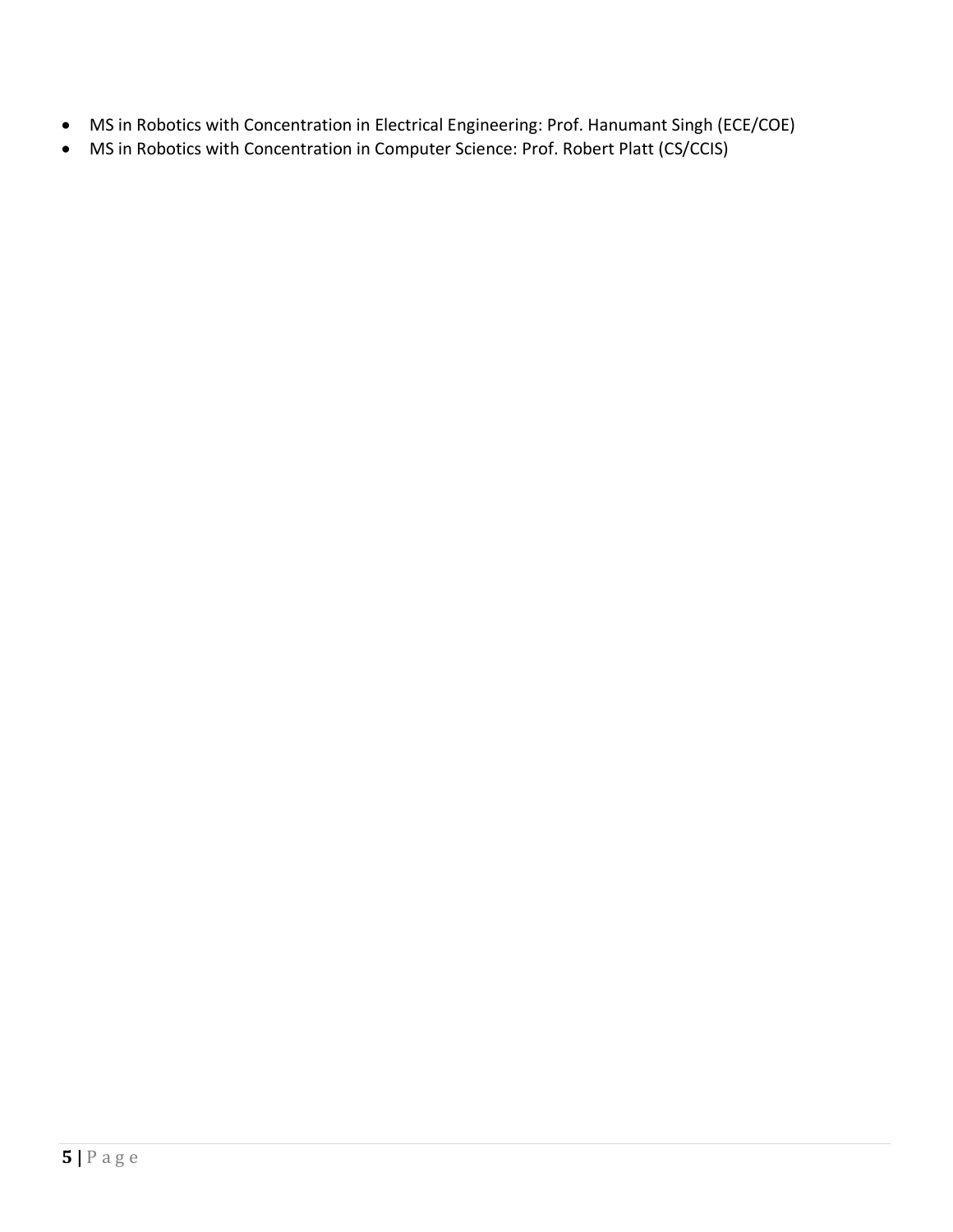- MS in Robotics with Concentration in Electrical Engineering: Prof. Hanumant Singh (ECE/COE)
- MS in Robotics with Concentration in Computer Science: Prof. Robert Platt (CS/CCIS)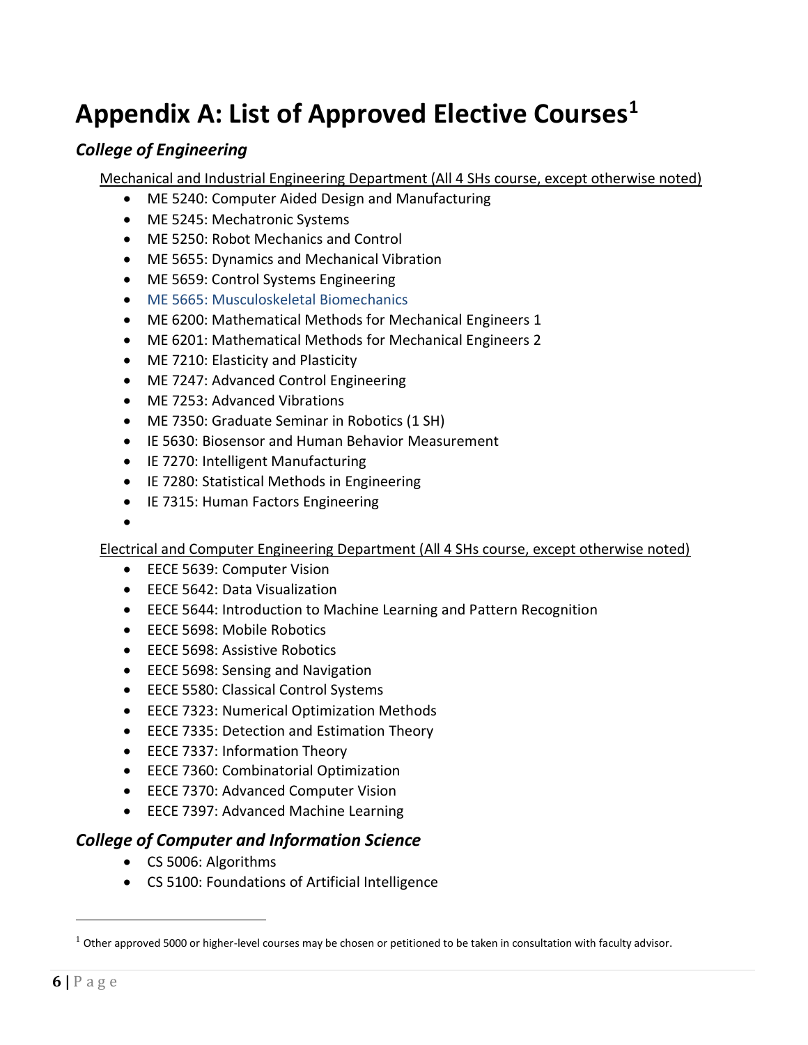# Appendix A: List of Approved Elective Courses[1]

## *College of Engineering*

Mechanical and Industrial Engineering Department (All 4 SHs course, except otherwise noted)

- ME 5240: Computer Aided Design and Manufacturing
- ME 5245: Mechatronic Systems
- ME 5250: Robot Mechanics and Control
- ME 5655: Dynamics and Mechanical Vibration
- ME 5659: Control Systems Engineering
- ME 5665: Musculoskeletal Biomechanics
- ME 6200: Mathematical Methods for Mechanical Engineers 1
- ME 6201: Mathematical Methods for Mechanical Engineers 2
- ME 7210: Elasticity and Plasticity
- ME 7247: Advanced Control Engineering
- ME 7253: Advanced Vibrations
- ME 7350: Graduate Seminar in Robotics (1 SH)
- IE 5630: Biosensor and Human Behavior Measurement
- IE 7270: Intelligent Manufacturing
- IE 7280: Statistical Methods in Engineering
- IE 7315: Human Factors Engineering
-

Electrical and Computer Engineering Department (All 4 SHs course, except otherwise noted)

- EECE 5639: Computer Vision
- EECE 5642: Data Visualization
- EECE 5644: Introduction to Machine Learning and Pattern Recognition
- EECE 5698: Mobile Robotics
- EECE 5698: Assistive Robotics
- EECE 5698: Sensing and Navigation
- EECE 5580: Classical Control Systems
- EECE 7323: Numerical Optimization Methods
- EECE 7335: Detection and Estimation Theory
- EECE 7337: Information Theory
- EECE 7360: Combinatorial Optimization
- EECE 7370: Advanced Computer Vision
- EECE 7397: Advanced Machine Learning

## *College of Computer and Information Science*

- CS 5006: Algorithms
- CS 5100: Foundations of Artificial Intelligence

[1] Other approved 5000 or higher-level courses may be chosen or petitioned to be taken in consultation with faculty advisor.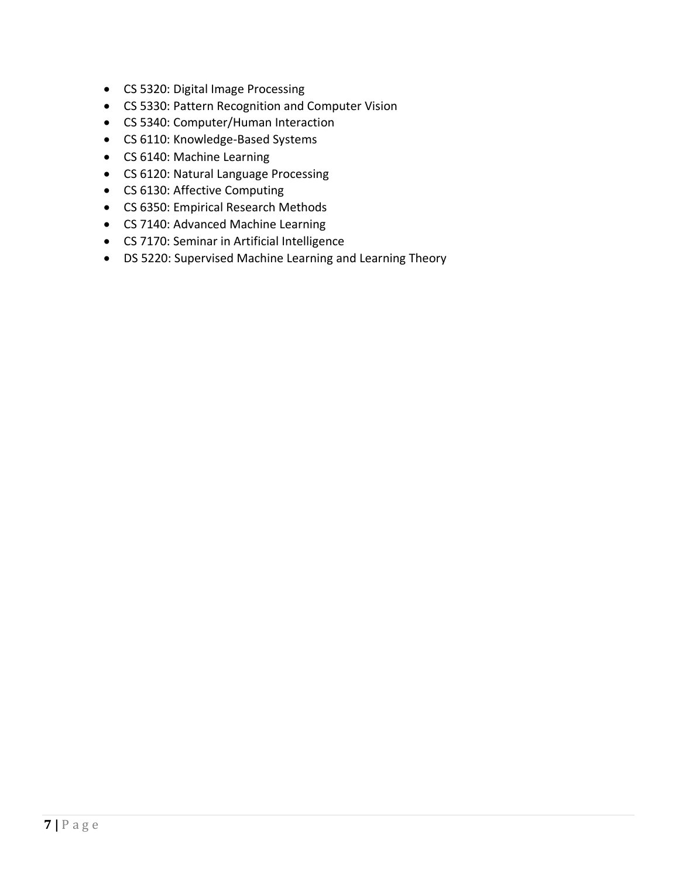- CS 5320: Digital Image Processing
- CS 5330: Pattern Recognition and Computer Vision
- CS 5340: Computer/Human Interaction
- CS 6110: Knowledge-Based Systems
- CS 6140: Machine Learning
- CS 6120: Natural Language Processing
- CS 6130: Affective Computing
- CS 6350: Empirical Research Methods
- CS 7140: Advanced Machine Learning
- CS 7170: Seminar in Artificial Intelligence
- DS 5220: Supervised Machine Learning and Learning Theory